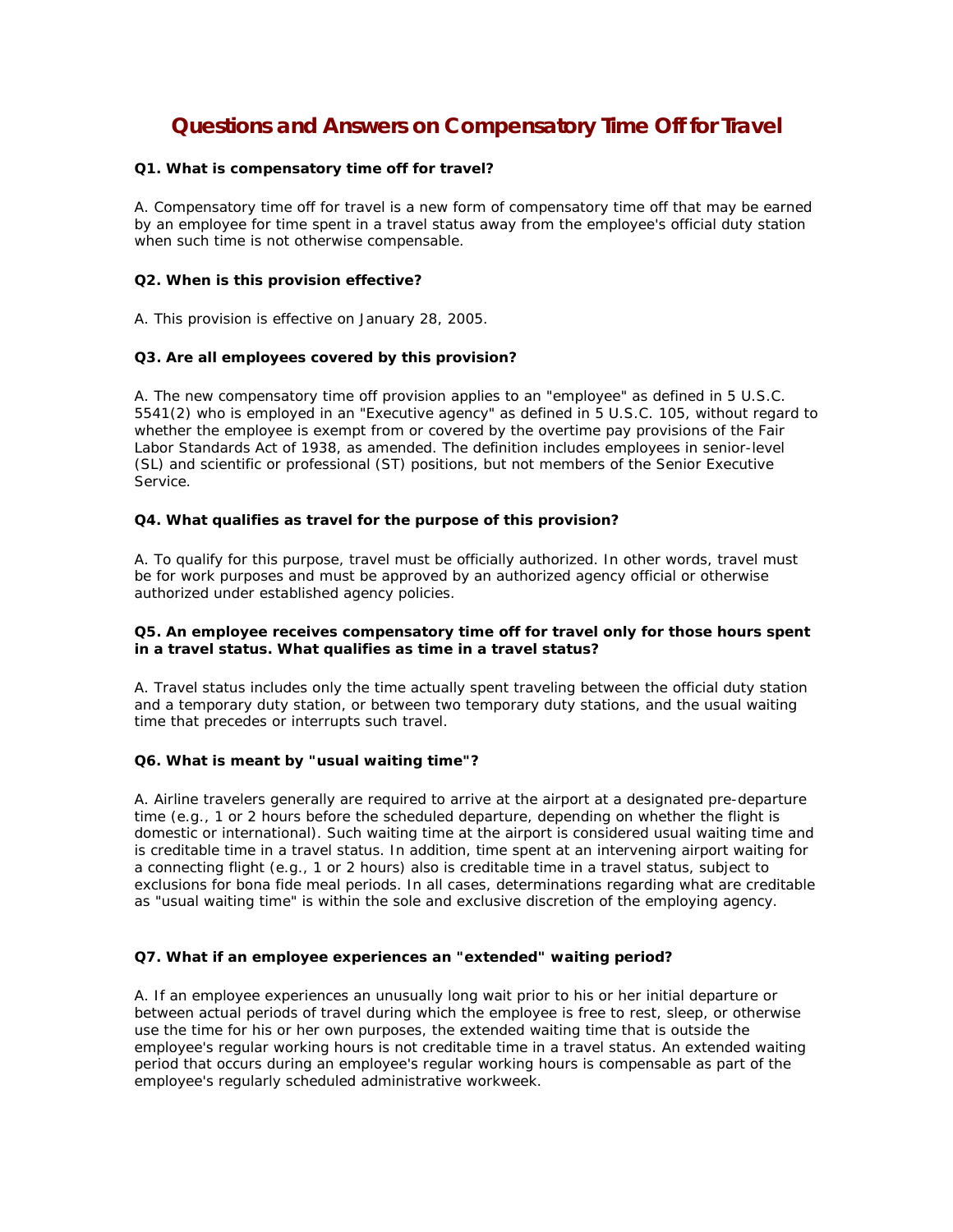# Questions and Answers on Compensatory Time Off for Travel

**Q1. What is compensatory time off for travel?**

A. Compensatory time off for travel is a new form of compensatory time off that may be earned by an employee for time spent in a travel status away from the employee's official duty station when such time is not otherwise compensable.

**Q2. When is this provision effective?**

A. This provision is effective on January 28, 2005.

**Q3. Are all employees covered by this provision?**

A. The new compensatory time off provision applies to an "employee" as defined in 5 U.S.C. 5541(2) who is employed in an "Executive agency" as defined in 5 U.S.C. 105, without regard to whether the employee is exempt from or covered by the overtime pay provisions of the Fair Labor Standards Act of 1938, as amended. The definition includes employees in senior-level (SL) and scientific or professional (ST) positions, but not members of the Senior Executive Service.

**Q4. What qualifies as travel for the purpose of this provision?**

A. To qualify for this purpose, travel must be officially authorized. In other words, travel must be for work purposes and must be approved by an authorized agency official or otherwise authorized under established agency policies.

**Q5. An employee receives compensatory time off for travel only for those hours spent in a travel status. What qualifies as time in a travel status?**

A. Travel status includes only the time actually spent traveling between the official duty station and a temporary duty station, or between two temporary duty stations, and the usual waiting time that precedes or interrupts such travel.

**Q6. What is meant by "usual waiting time"?**

A. Airline travelers generally are required to arrive at the airport at a designated pre-departure time (e.g., 1 or 2 hours before the scheduled departure, depending on whether the flight is domestic or international). Such waiting time at the airport is considered usual waiting time and is creditable time in a travel status. In addition, time spent at an intervening airport waiting for a connecting flight (e.g., 1 or 2 hours) also is creditable time in a travel status, subject to exclusions for bona fide meal periods. In all cases, determinations regarding what are creditable as "usual waiting time" is within the sole and exclusive discretion of the employing agency.

**Q7. What if an employee experiences an "extended" waiting period?**

A. If an employee experiences an unusually long wait prior to his or her initial departure or between actual periods of travel during which the employee is free to rest, sleep, or otherwise use the time for his or her own purposes, the extended waiting time that is outside the employee's regular working hours is not creditable time in a travel status. An extended waiting period that occurs during an employee's regular working hours is compensable as part of the employee's regularly scheduled administrative workweek.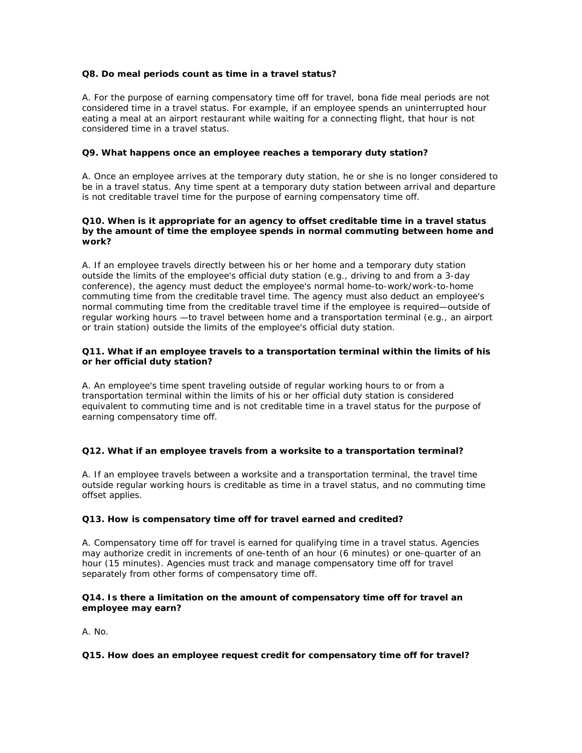**Q8. Do meal periods count as time in a travel status?**

A. For the purpose of earning compensatory time off for travel, bona fide meal periods are not considered time in a travel status. For example, if an employee spends an uninterrupted hour eating a meal at an airport restaurant while waiting for a connecting flight, that hour is not considered time in a travel status.

**Q9. What happens once an employee reaches a temporary duty station?**

A. Once an employee arrives at the temporary duty station, he or she is no longer considered to be in a travel status. Any time spent at a temporary duty station between arrival and departure is not creditable travel time for the purpose of earning compensatory time off.

**Q10. When is it appropriate for an agency to offset creditable time in a travel status by the amount of time the employee spends in normal commuting between home and work?**

A. If an employee travels directly between his or her home and a temporary duty station outside the limits of the employee's official duty station (e.g., driving to and from a 3-day conference), the agency must deduct the employee's normal home-to-work/work-to-home commuting time from the creditable travel time. The agency must also deduct an employee's normal commuting time from the creditable travel time if the employee is required—outside of regular working hours —to travel between home and a transportation terminal (e.g., an airport or train station) outside the limits of the employee's official duty station.

**Q11. What if an employee travels to a transportation terminal within the limits of his or her official duty station?**

A. An employee's time spent traveling outside of regular working hours to or from a transportation terminal within the limits of his or her official duty station is considered equivalent to commuting time and is not creditable time in a travel status for the purpose of earning compensatory time off.

**Q12. What if an employee travels from a worksite to a transportation terminal?**

A. If an employee travels between a worksite and a transportation terminal, the travel time outside regular working hours is creditable as time in a travel status, and no commuting time offset applies.

**Q13. How is compensatory time off for travel earned and credited?**

A. Compensatory time off for travel is earned for qualifying time in a travel status. Agencies may authorize credit in increments of one-tenth of an hour (6 minutes) or one-quarter of an hour (15 minutes). Agencies must track and manage compensatory time off for travel separately from other forms of compensatory time off.

**Q14. Is there a limitation on the amount of compensatory time off for travel an employee may earn?**

A. No.

**Q15. How does an employee request credit for compensatory time off for travel?**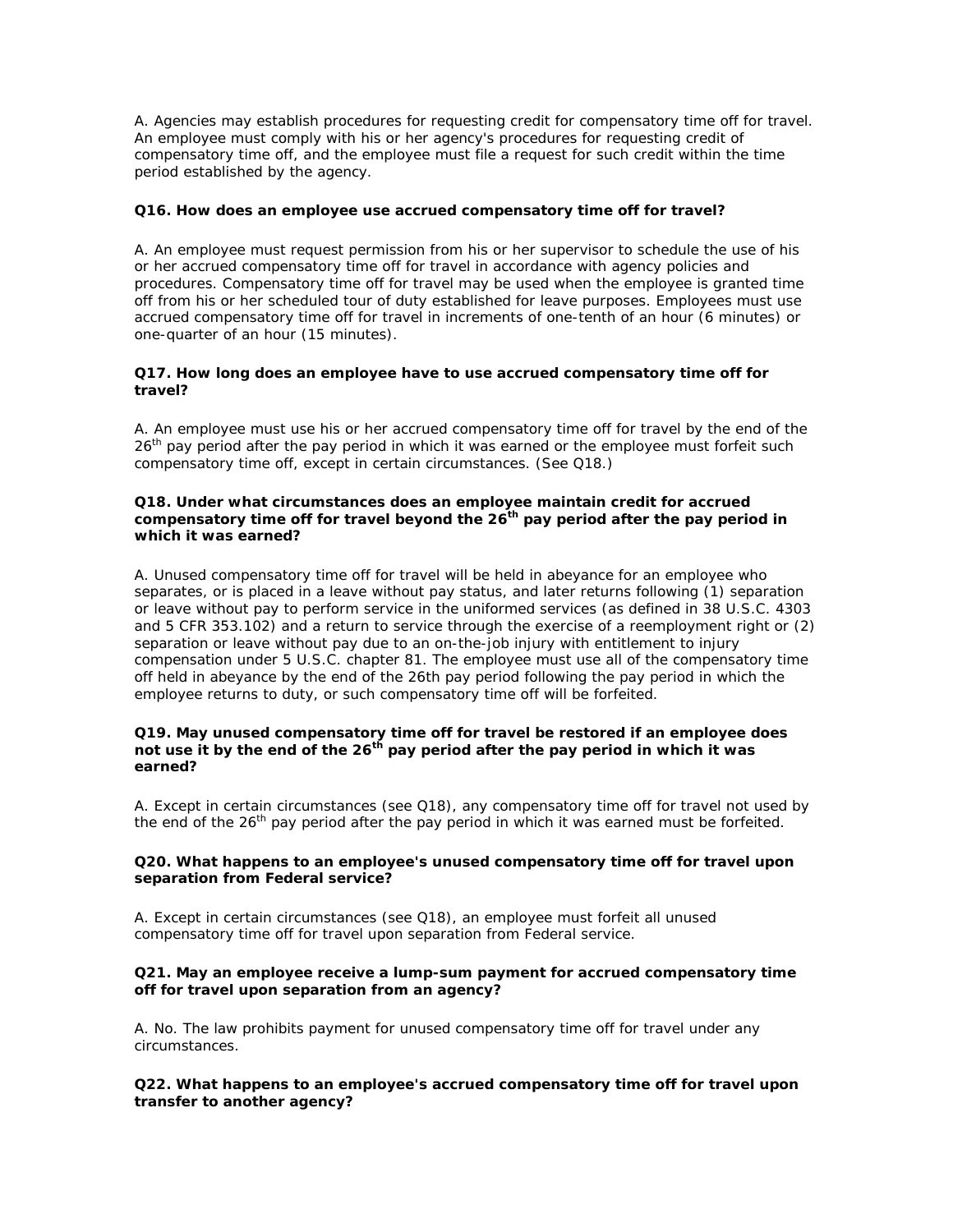A. Agencies may establish procedures for requesting credit for compensatory time off for travel. An employee must comply with his or her agency's procedures for requesting credit of compensatory time off, and the employee must file a request for such credit within the time period established by the agency.

**Q16. How does an employee use accrued compensatory time off for travel?**

A. An employee must request permission from his or her supervisor to schedule the use of his or her accrued compensatory time off for travel in accordance with agency policies and procedures. Compensatory time off for travel may be used when the employee is granted time off from his or her scheduled tour of duty established for leave purposes. Employees must use accrued compensatory time off for travel in increments of one-tenth of an hour (6 minutes) or one-quarter of an hour (15 minutes).

**Q17. How long does an employee have to use accrued compensatory time off for travel?**

A. An employee must use his or her accrued compensatory time off for travel by the end of the 26th pay period after the pay period in which it was earned or the employee must forfeit such compensatory time off, except in certain circumstances. (See Q18.)

**Q18. Under what circumstances does an employee maintain credit for accrued compensatory time off for travel beyond the 26th pay period after the pay period in which it was earned?**

A. Unused compensatory time off for travel will be held in abeyance for an employee who separates, or is placed in a leave without pay status, and later returns following (1) separation or leave without pay to perform service in the uniformed services (as defined in 38 U.S.C. 4303 and 5 CFR 353.102) and a return to service through the exercise of a reemployment right or (2) separation or leave without pay due to an on-the-job injury with entitlement to injury compensation under 5 U.S.C. chapter 81. The employee must use all of the compensatory time off held in abeyance by the end of the 26th pay period following the pay period in which the employee returns to duty, or such compensatory time off will be forfeited.

**Q19. May unused compensatory time off for travel be restored if an employee does not use it by the end of the 26th pay period after the pay period in which it was earned?**

A. Except in certain circumstances (see Q18), any compensatory time off for travel not used by the end of the 26th pay period after the pay period in which it was earned must be forfeited.

**Q20. What happens to an employee's unused compensatory time off for travel upon separation from Federal service?**

A. Except in certain circumstances (see Q18), an employee must forfeit all unused compensatory time off for travel upon separation from Federal service.

**Q21. May an employee receive a lump-sum payment for accrued compensatory time off for travel upon separation from an agency?**

A. No. The law prohibits payment for unused compensatory time off for travel under any circumstances.

**Q22. What happens to an employee's accrued compensatory time off for travel upon transfer to another agency?**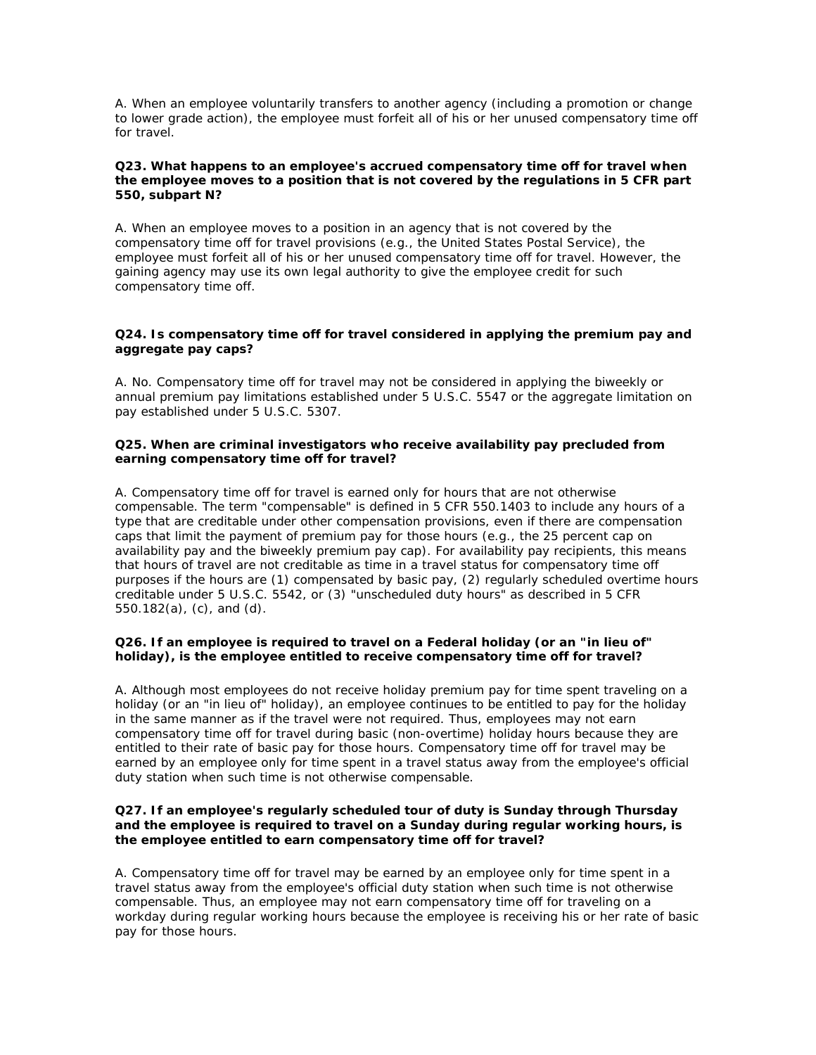A. When an employee voluntarily transfers to another agency (including a promotion or change to lower grade action), the employee must forfeit all of his or her unused compensatory time off for travel.

**Q23. What happens to an employee's accrued compensatory time off for travel when the employee moves to a position that is not covered by the regulations in 5 CFR part 550, subpart N?**

A. When an employee moves to a position in an agency that is not covered by the compensatory time off for travel provisions (e.g., the United States Postal Service), the employee must forfeit all of his or her unused compensatory time off for travel. However, the gaining agency may use its own legal authority to give the employee credit for such compensatory time off.

**Q24. Is compensatory time off for travel considered in applying the premium pay and aggregate pay caps?**

A. No. Compensatory time off for travel may not be considered in applying the biweekly or annual premium pay limitations established under 5 U.S.C. 5547 or the aggregate limitation on pay established under 5 U.S.C. 5307.

**Q25. When are criminal investigators who receive availability pay precluded from earning compensatory time off for travel?**

A. Compensatory time off for travel is earned only for hours that are not otherwise compensable. The term "compensable" is defined in 5 CFR 550.1403 to include any hours of a type that are creditable under other compensation provisions, even if there are compensation caps that limit the payment of premium pay for those hours (e.g., the 25 percent cap on availability pay and the biweekly premium pay cap). For availability pay recipients, this means that hours of travel are not creditable as time in a travel status for compensatory time off purposes if the hours are (1) compensated by basic pay, (2) regularly scheduled overtime hours creditable under 5 U.S.C. 5542, or (3) "unscheduled duty hours" as described in 5 CFR 550.182(a), (c), and (d).

**Q26. If an employee is required to travel on a Federal holiday (or an "in lieu of" holiday), is the employee entitled to receive compensatory time off for travel?**

A. Although most employees do not receive holiday premium pay for time spent traveling on a holiday (or an "in lieu of" holiday), an employee continues to be entitled to pay for the holiday in the same manner as if the travel were not required. Thus, employees may not earn compensatory time off for travel during basic (non-overtime) holiday hours because they are entitled to their rate of basic pay for those hours. Compensatory time off for travel may be earned by an employee only for time spent in a travel status away from the employee's official duty station when such time is not otherwise compensable.

**Q27. If an employee's regularly scheduled tour of duty is Sunday through Thursday and the employee is required to travel on a Sunday during regular working hours, is the employee entitled to earn compensatory time off for travel?**

A. Compensatory time off for travel may be earned by an employee only for time spent in a travel status away from the employee's official duty station when such time is not otherwise compensable. Thus, an employee may not earn compensatory time off for traveling on a workday during regular working hours because the employee is receiving his or her rate of basic pay for those hours.